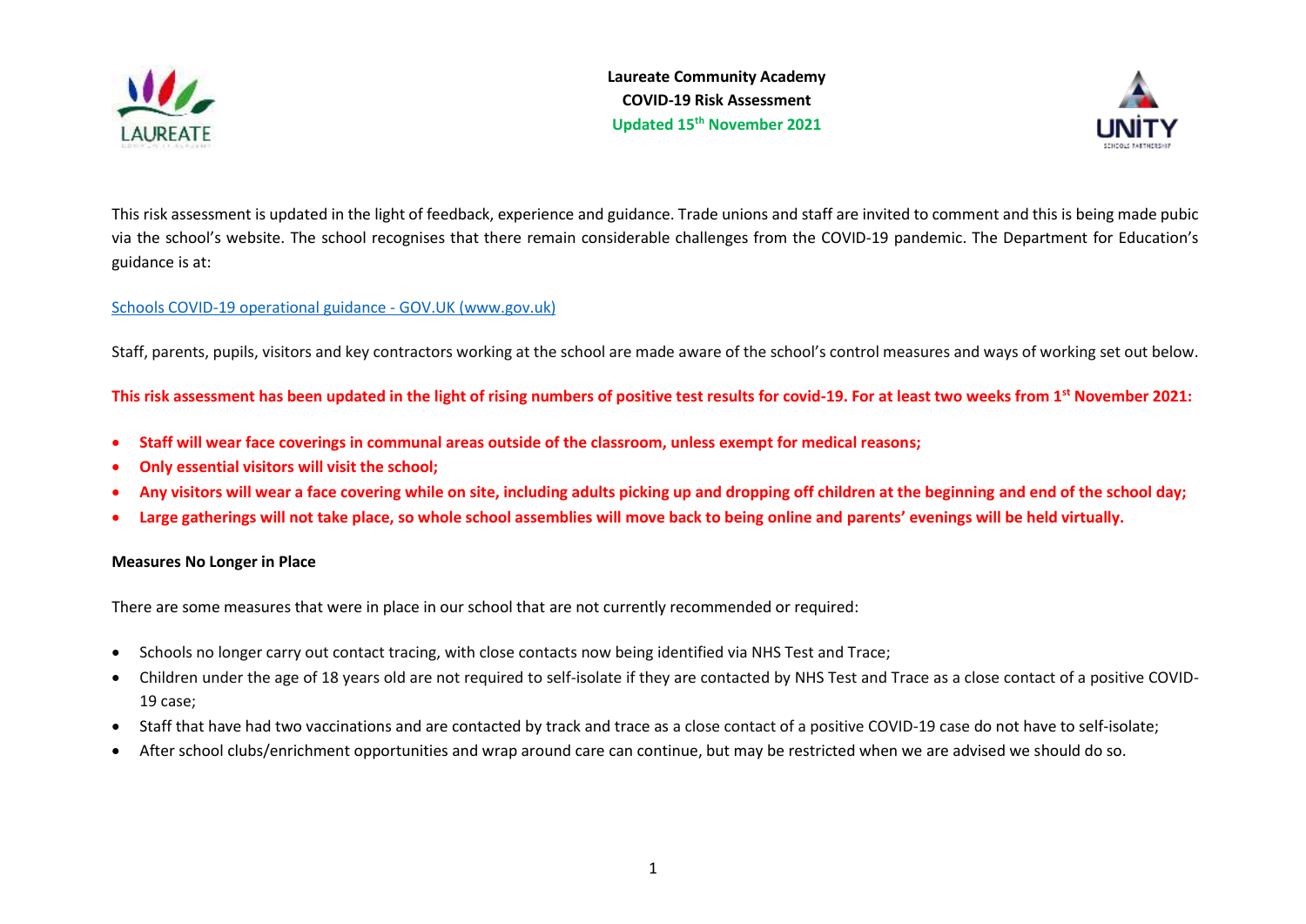**Laureate Community Academy**
**COVID-19 Risk Assessment**
**Updated 15th November 2021**

This risk assessment is updated in the light of feedback, experience and guidance. Trade unions and staff are invited to comment and this is being made pubic via the school's website. The school recognises that there remain considerable challenges from the COVID-19 pandemic. The Department for Education's guidance is at:

[Schools COVID-19 operational guidance - GOV.UK (www.gov.uk)](www.gov.uk)

Staff, parents, pupils, visitors and key contractors working at the school are made aware of the school's control measures and ways of working set out below.

**This risk assessment has been updated in the light of rising numbers of positive test results for covid-19. For at least two weeks from 1st November 2021:**

- **Staff will wear face coverings in communal areas outside of the classroom, unless exempt for medical reasons;**
- **Only essential visitors will visit the school;**
- **Any visitors will wear a face covering while on site, including adults picking up and dropping off children at the beginning and end of the school day;**
- **Large gatherings will not take place, so whole school assemblies will move back to being online and parents' evenings will be held virtually.**

**Measures No Longer in Place**

There are some measures that were in place in our school that are not currently recommended or required:

- Schools no longer carry out contact tracing, with close contacts now being identified via NHS Test and Trace;
- Children under the age of 18 years old are not required to self-isolate if they are contacted by NHS Test and Trace as a close contact of a positive COVID-19 case;
- Staff that have had two vaccinations and are contacted by track and trace as a close contact of a positive COVID-19 case do not have to self-isolate;
- After school clubs/enrichment opportunities and wrap around care can continue, but may be restricted when we are advised we should do so.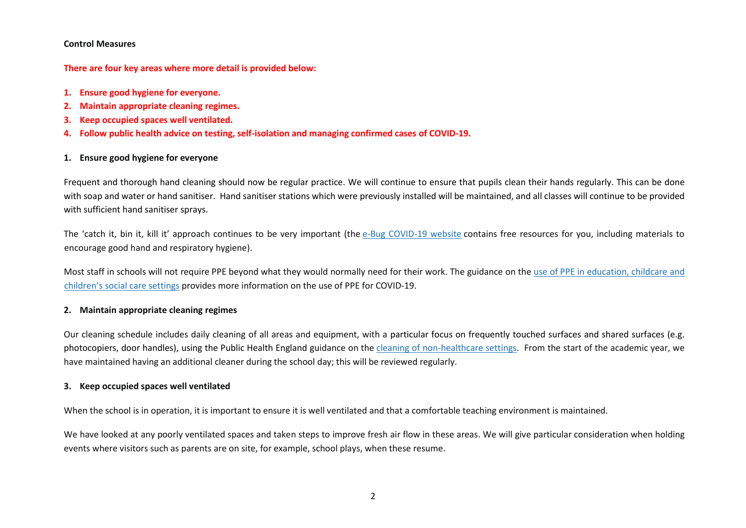**Control Measures**

**There are four key areas where more detail is provided below:**

1. **Ensure good hygiene for everyone.**
2. **Maintain appropriate cleaning regimes.**
3. **Keep occupied spaces well ventilated.**
4. **Follow public health advice on testing, self-isolation and managing confirmed cases of COVID-19.**

**1. Ensure good hygiene for everyone**

Frequent and thorough hand cleaning should now be regular practice. We will continue to ensure that pupils clean their hands regularly. This can be done with soap and water or hand sanitiser. Hand sanitiser stations which were previously installed will be maintained, and all classes will continue to be provided with sufficient hand sanitiser sprays.

The 'catch it, bin it, kill it' approach continues to be very important (the e-Bug COVID-19 website contains free resources for you, including materials to encourage good hand and respiratory hygiene).

Most staff in schools will not require PPE beyond what they would normally need for their work. The guidance on the use of PPE in education, childcare and children's social care settings provides more information on the use of PPE for COVID-19.

**2. Maintain appropriate cleaning regimes**

Our cleaning schedule includes daily cleaning of all areas and equipment, with a particular focus on frequently touched surfaces and shared surfaces (e.g. photocopiers, door handles), using the Public Health England guidance on the cleaning of non-healthcare settings. From the start of the academic year, we have maintained having an additional cleaner during the school day; this will be reviewed regularly.

**3. Keep occupied spaces well ventilated**

When the school is in operation, it is important to ensure it is well ventilated and that a comfortable teaching environment is maintained.

We have looked at any poorly ventilated spaces and taken steps to improve fresh air flow in these areas. We will give particular consideration when holding events where visitors such as parents are on site, for example, school plays, when these resume.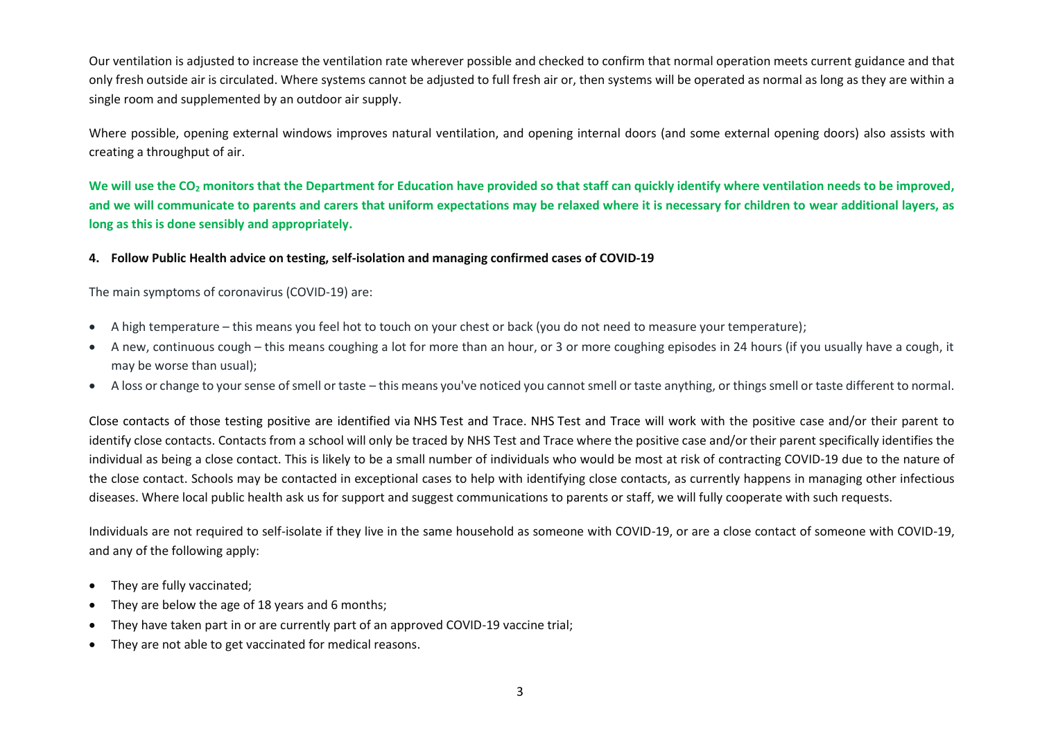Our ventilation is adjusted to increase the ventilation rate wherever possible and checked to confirm that normal operation meets current guidance and that only fresh outside air is circulated. Where systems cannot be adjusted to full fresh air or, then systems will be operated as normal as long as they are within a single room and supplemented by an outdoor air supply.

Where possible, opening external windows improves natural ventilation, and opening internal doors (and some external opening doors) also assists with creating a throughput of air.

**We will use the $CO_2$ monitors that the Department for Education have provided so that staff can quickly identify where ventilation needs to be improved, and we will communicate to parents and carers that uniform expectations may be relaxed where it is necessary for children to wear additional layers, as long as this is done sensibly and appropriately.**

**4. Follow Public Health advice on testing, self-isolation and managing confirmed cases of COVID-19**

The main symptoms of coronavirus (COVID-19) are:

- A high temperature – this means you feel hot to touch on your chest or back (you do not need to measure your temperature);
- A new, continuous cough – this means coughing a lot for more than an hour, or 3 or more coughing episodes in 24 hours (if you usually have a cough, it may be worse than usual);
- A loss or change to your sense of smell or taste – this means you've noticed you cannot smell or taste anything, or things smell or taste different to normal.

Close contacts of those testing positive are identified via NHS Test and Trace. NHS Test and Trace will work with the positive case and/or their parent to identify close contacts. Contacts from a school will only be traced by NHS Test and Trace where the positive case and/or their parent specifically identifies the individual as being a close contact. This is likely to be a small number of individuals who would be most at risk of contracting COVID-19 due to the nature of the close contact. Schools may be contacted in exceptional cases to help with identifying close contacts, as currently happens in managing other infectious diseases. Where local public health ask us for support and suggest communications to parents or staff, we will fully cooperate with such requests.

Individuals are not required to self-isolate if they live in the same household as someone with COVID-19, or are a close contact of someone with COVID-19, and any of the following apply:

- They are fully vaccinated;
- They are below the age of 18 years and 6 months;
- They have taken part in or are currently part of an approved COVID-19 vaccine trial;
- They are not able to get vaccinated for medical reasons.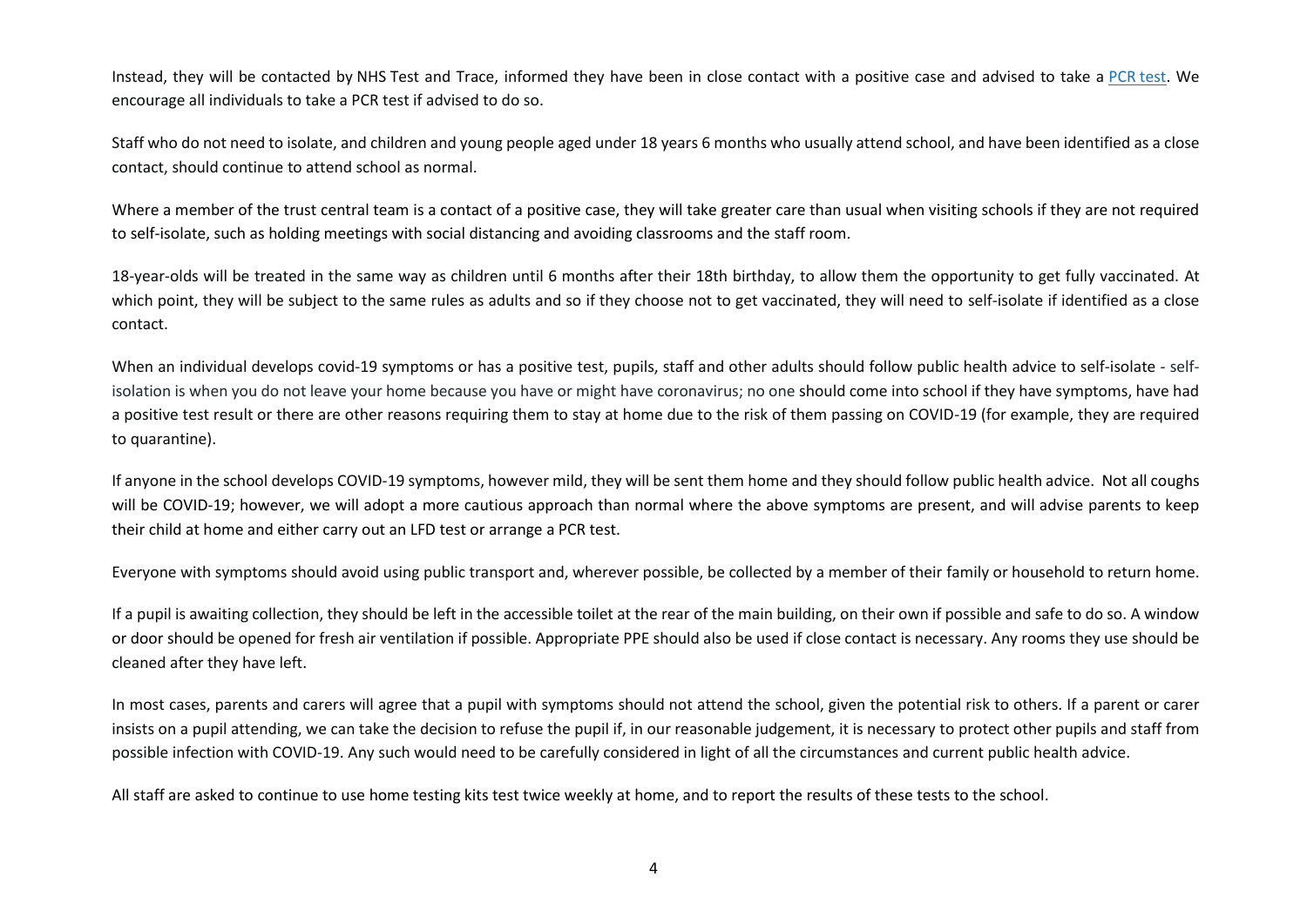Instead, they will be contacted by NHS Test and Trace, informed they have been in close contact with a positive case and advised to take a PCR test. We encourage all individuals to take a PCR test if advised to do so.

Staff who do not need to isolate, and children and young people aged under 18 years 6 months who usually attend school, and have been identified as a close contact, should continue to attend school as normal.

Where a member of the trust central team is a contact of a positive case, they will take greater care than usual when visiting schools if they are not required to self-isolate, such as holding meetings with social distancing and avoiding classrooms and the staff room.

18-year-olds will be treated in the same way as children until 6 months after their 18th birthday, to allow them the opportunity to get fully vaccinated. At which point, they will be subject to the same rules as adults and so if they choose not to get vaccinated, they will need to self-isolate if identified as a close contact.

When an individual develops covid-19 symptoms or has a positive test, pupils, staff and other adults should follow public health advice to self-isolate - self-isolation is when you do not leave your home because you have or might have coronavirus; no one should come into school if they have symptoms, have had a positive test result or there are other reasons requiring them to stay at home due to the risk of them passing on COVID-19 (for example, they are required to quarantine).

If anyone in the school develops COVID-19 symptoms, however mild, they will be sent them home and they should follow public health advice. Not all coughs will be COVID-19; however, we will adopt a more cautious approach than normal where the above symptoms are present, and will advise parents to keep their child at home and either carry out an LFD test or arrange a PCR test.

Everyone with symptoms should avoid using public transport and, wherever possible, be collected by a member of their family or household to return home.

If a pupil is awaiting collection, they should be left in the accessible toilet at the rear of the main building, on their own if possible and safe to do so. A window or door should be opened for fresh air ventilation if possible. Appropriate PPE should also be used if close contact is necessary. Any rooms they use should be cleaned after they have left.

In most cases, parents and carers will agree that a pupil with symptoms should not attend the school, given the potential risk to others. If a parent or carer insists on a pupil attending, we can take the decision to refuse the pupil if, in our reasonable judgement, it is necessary to protect other pupils and staff from possible infection with COVID-19. Any such would need to be carefully considered in light of all the circumstances and current public health advice.

All staff are asked to continue to use home testing kits test twice weekly at home, and to report the results of these tests to the school.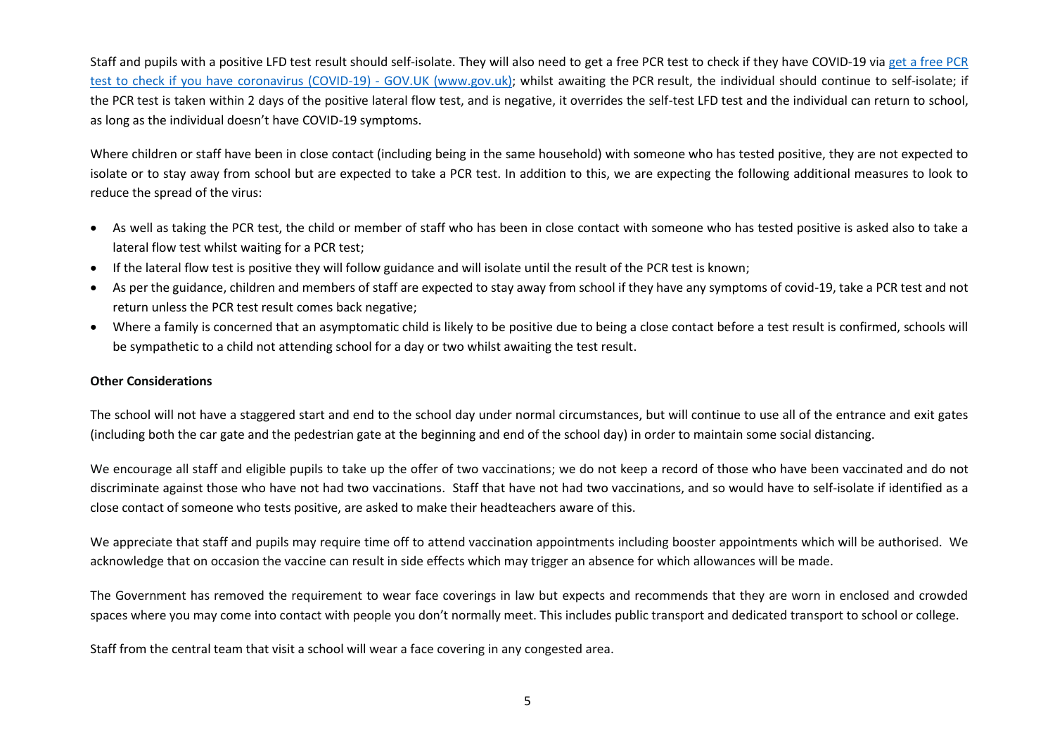Staff and pupils with a positive LFD test result should self-isolate. They will also need to get a free PCR test to check if they have COVID-19 via [get a free PCR test to check if you have coronavirus (COVID-19) - GOV.UK (www.gov.uk)](); whilst awaiting the PCR result, the individual should continue to self-isolate; if the PCR test is taken within 2 days of the positive lateral flow test, and is negative, it overrides the self-test LFD test and the individual can return to school, as long as the individual doesn't have COVID-19 symptoms.

Where children or staff have been in close contact (including being in the same household) with someone who has tested positive, they are not expected to isolate or to stay away from school but are expected to take a PCR test. In addition to this, we are expecting the following additional measures to look to reduce the spread of the virus:

- As well as taking the PCR test, the child or member of staff who has been in close contact with someone who has tested positive is asked also to take a lateral flow test whilst waiting for a PCR test;
- If the lateral flow test is positive they will follow guidance and will isolate until the result of the PCR test is known;
- As per the guidance, children and members of staff are expected to stay away from school if they have any symptoms of covid-19, take a PCR test and not return unless the PCR test result comes back negative;
- Where a family is concerned that an asymptomatic child is likely to be positive due to being a close contact before a test result is confirmed, schools will be sympathetic to a child not attending school for a day or two whilst awaiting the test result.

**Other Considerations**

The school will not have a staggered start and end to the school day under normal circumstances, but will continue to use all of the entrance and exit gates (including both the car gate and the pedestrian gate at the beginning and end of the school day) in order to maintain some social distancing.

We encourage all staff and eligible pupils to take up the offer of two vaccinations; we do not keep a record of those who have been vaccinated and do not discriminate against those who have not had two vaccinations. Staff that have not had two vaccinations, and so would have to self-isolate if identified as a close contact of someone who tests positive, are asked to make their headteachers aware of this.

We appreciate that staff and pupils may require time off to attend vaccination appointments including booster appointments which will be authorised. We acknowledge that on occasion the vaccine can result in side effects which may trigger an absence for which allowances will be made.

The Government has removed the requirement to wear face coverings in law but expects and recommends that they are worn in enclosed and crowded spaces where you may come into contact with people you don't normally meet. This includes public transport and dedicated transport to school or college.

Staff from the central team that visit a school will wear a face covering in any congested area.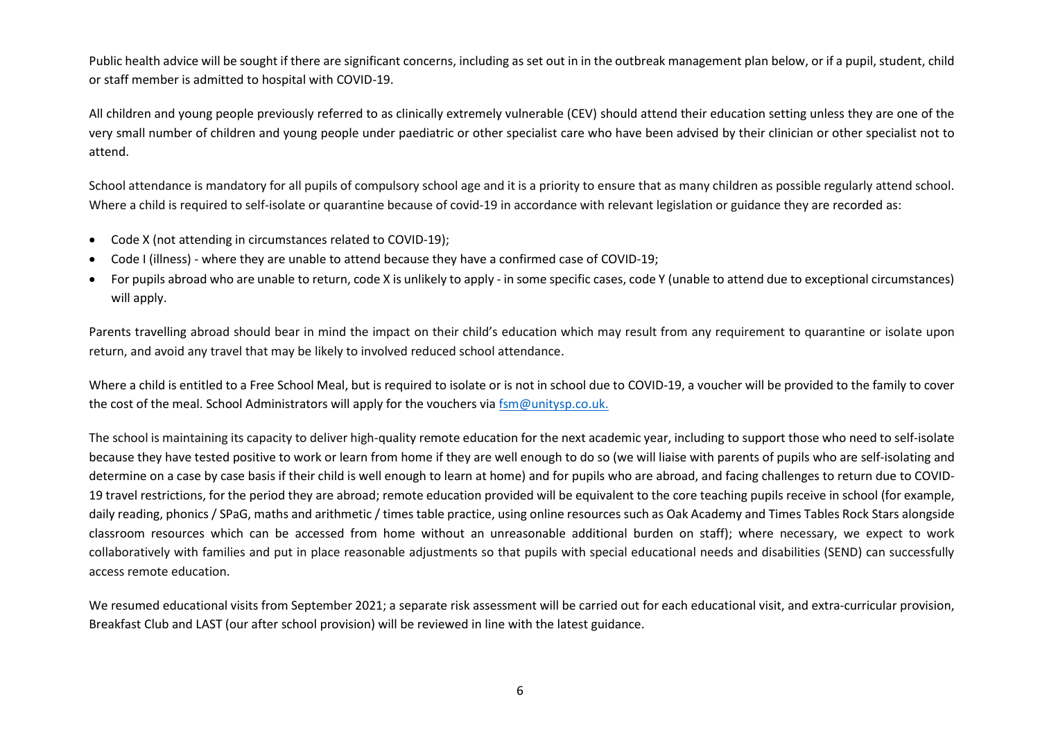Public health advice will be sought if there are significant concerns, including as set out in in the outbreak management plan below, or if a pupil, student, child or staff member is admitted to hospital with COVID-19.

All children and young people previously referred to as clinically extremely vulnerable (CEV) should attend their education setting unless they are one of the very small number of children and young people under paediatric or other specialist care who have been advised by their clinician or other specialist not to attend.

School attendance is mandatory for all pupils of compulsory school age and it is a priority to ensure that as many children as possible regularly attend school. Where a child is required to self-isolate or quarantine because of covid-19 in accordance with relevant legislation or guidance they are recorded as:

- Code X (not attending in circumstances related to COVID-19);
- Code I (illness) - where they are unable to attend because they have a confirmed case of COVID-19;
- For pupils abroad who are unable to return, code X is unlikely to apply - in some specific cases, code Y (unable to attend due to exceptional circumstances) will apply.

Parents travelling abroad should bear in mind the impact on their child's education which may result from any requirement to quarantine or isolate upon return, and avoid any travel that may be likely to involved reduced school attendance.

Where a child is entitled to a Free School Meal, but is required to isolate or is not in school due to COVID-19, a voucher will be provided to the family to cover the cost of the meal. School Administrators will apply for the vouchers via [fsm@unitysp.co.uk.](mailto:fsm@unitysp.co.uk)

The school is maintaining its capacity to deliver high-quality remote education for the next academic year, including to support those who need to self-isolate because they have tested positive to work or learn from home if they are well enough to do so (we will liaise with parents of pupils who are self-isolating and determine on a case by case basis if their child is well enough to learn at home) and for pupils who are abroad, and facing challenges to return due to COVID-19 travel restrictions, for the period they are abroad; remote education provided will be equivalent to the core teaching pupils receive in school (for example, daily reading, phonics / SPaG, maths and arithmetic / times table practice, using online resources such as Oak Academy and Times Tables Rock Stars alongside classroom resources which can be accessed from home without an unreasonable additional burden on staff); where necessary, we expect to work collaboratively with families and put in place reasonable adjustments so that pupils with special educational needs and disabilities (SEND) can successfully access remote education.

We resumed educational visits from September 2021; a separate risk assessment will be carried out for each educational visit, and extra-curricular provision, Breakfast Club and LAST (our after school provision) will be reviewed in line with the latest guidance.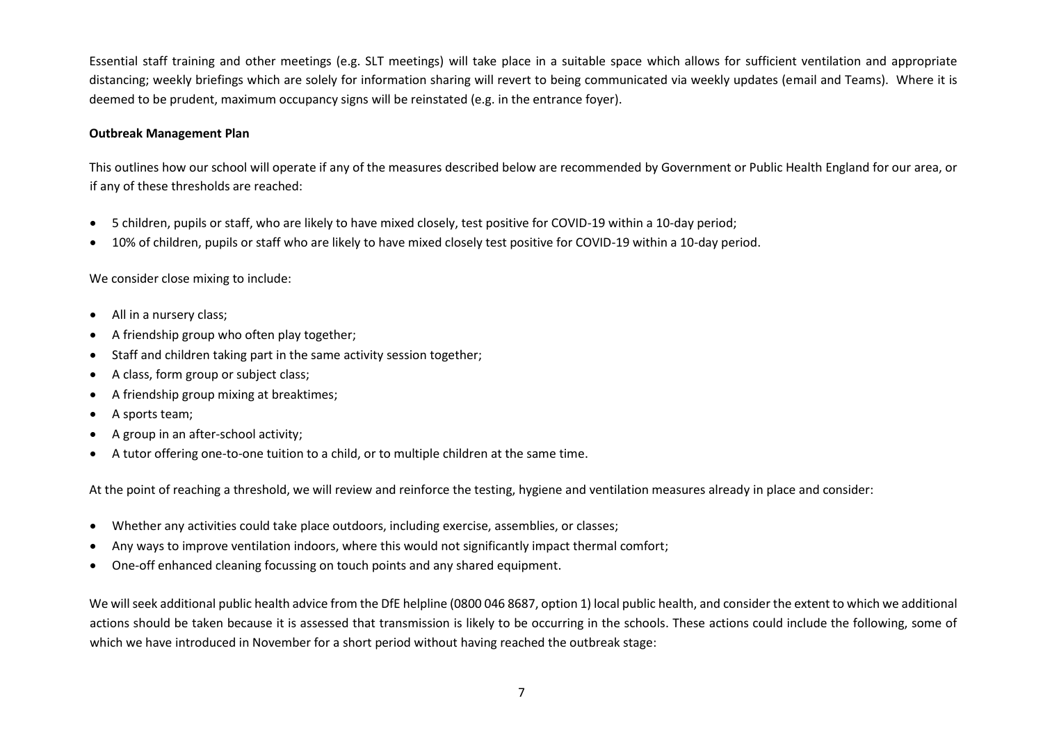Essential staff training and other meetings (e.g. SLT meetings) will take place in a suitable space which allows for sufficient ventilation and appropriate distancing; weekly briefings which are solely for information sharing will revert to being communicated via weekly updates (email and Teams). Where it is deemed to be prudent, maximum occupancy signs will be reinstated (e.g. in the entrance foyer).

**Outbreak Management Plan**

This outlines how our school will operate if any of the measures described below are recommended by Government or Public Health England for our area, or if any of these thresholds are reached:

- 5 children, pupils or staff, who are likely to have mixed closely, test positive for COVID-19 within a 10-day period;
- 10% of children, pupils or staff who are likely to have mixed closely test positive for COVID-19 within a 10-day period.

We consider close mixing to include:

- All in a nursery class;
- A friendship group who often play together;
- Staff and children taking part in the same activity session together;
- A class, form group or subject class;
- A friendship group mixing at breaktimes;
- A sports team;
- A group in an after-school activity;
- A tutor offering one-to-one tuition to a child, or to multiple children at the same time.

At the point of reaching a threshold, we will review and reinforce the testing, hygiene and ventilation measures already in place and consider:

- Whether any activities could take place outdoors, including exercise, assemblies, or classes;
- Any ways to improve ventilation indoors, where this would not significantly impact thermal comfort;
- One-off enhanced cleaning focussing on touch points and any shared equipment.

We will seek additional public health advice from the DfE helpline (0800 046 8687, option 1) local public health, and consider the extent to which we additional actions should be taken because it is assessed that transmission is likely to be occurring in the schools. These actions could include the following, some of which we have introduced in November for a short period without having reached the outbreak stage: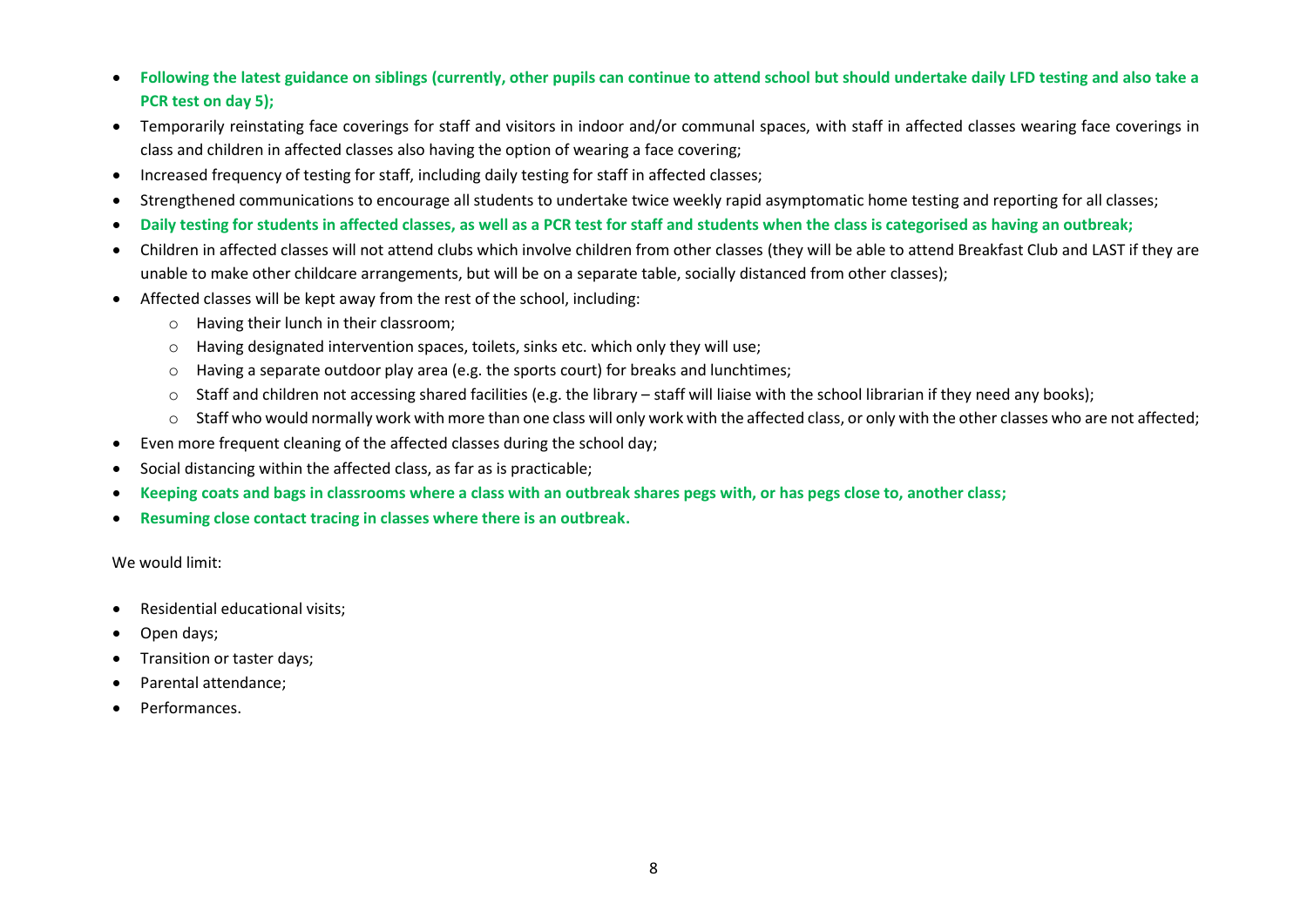- **Following the latest guidance on siblings (currently, other pupils can continue to attend school but should undertake daily LFD testing and also take a PCR test on day 5);**
- Temporarily reinstating face coverings for staff and visitors in indoor and/or communal spaces, with staff in affected classes wearing face coverings in class and children in affected classes also having the option of wearing a face covering;
- Increased frequency of testing for staff, including daily testing for staff in affected classes;
- Strengthened communications to encourage all students to undertake twice weekly rapid asymptomatic home testing and reporting for all classes;
- **Daily testing for students in affected classes, as well as a PCR test for staff and students when the class is categorised as having an outbreak;**
- Children in affected classes will not attend clubs which involve children from other classes (they will be able to attend Breakfast Club and LAST if they are unable to make other childcare arrangements, but will be on a separate table, socially distanced from other classes);
- Affected classes will be kept away from the rest of the school, including:
  - Having their lunch in their classroom;
  - Having designated intervention spaces, toilets, sinks etc. which only they will use;
  - Having a separate outdoor play area (e.g. the sports court) for breaks and lunchtimes;
  - Staff and children not accessing shared facilities (e.g. the library – staff will liaise with the school librarian if they need any books);
  - Staff who would normally work with more than one class will only work with the affected class, or only with the other classes who are not affected;
- Even more frequent cleaning of the affected classes during the school day;
- Social distancing within the affected class, as far as is practicable;
- **Keeping coats and bags in classrooms where a class with an outbreak shares pegs with, or has pegs close to, another class;**
- **Resuming close contact tracing in classes where there is an outbreak.**

We would limit:

- Residential educational visits;
- Open days;
- Transition or taster days;
- Parental attendance;
- Performances.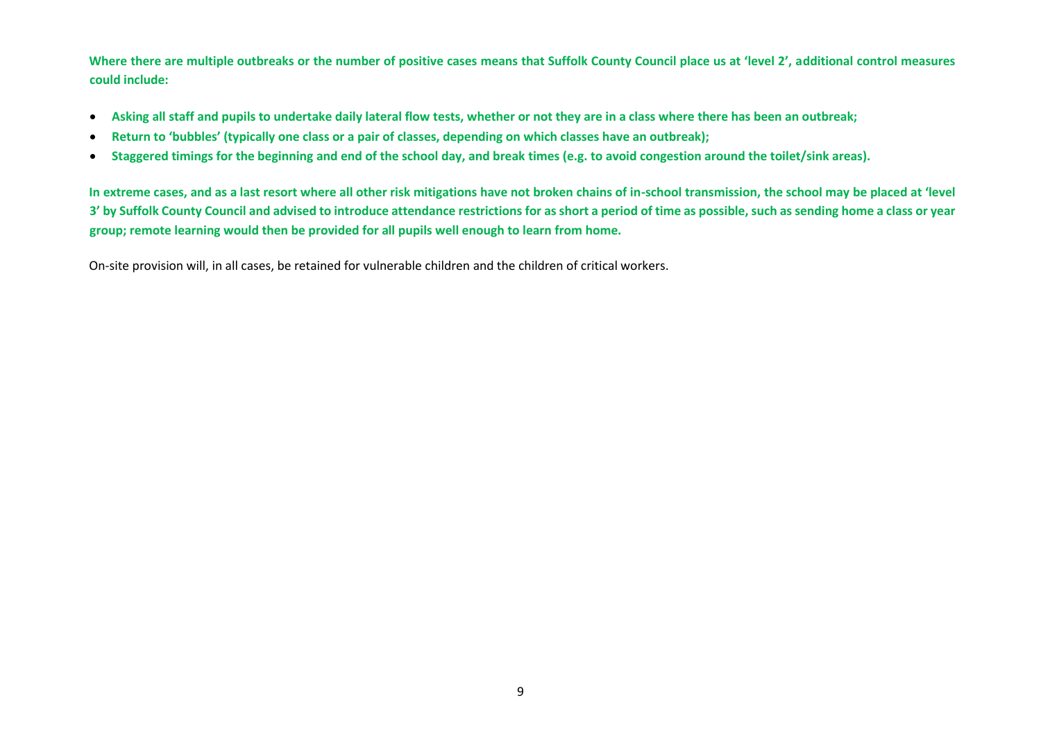**Where there are multiple outbreaks or the number of positive cases means that Suffolk County Council place us at 'level 2', additional control measures could include:**

- **Asking all staff and pupils to undertake daily lateral flow tests, whether or not they are in a class where there has been an outbreak;**
- **Return to 'bubbles' (typically one class or a pair of classes, depending on which classes have an outbreak);**
- **Staggered timings for the beginning and end of the school day, and break times (e.g. to avoid congestion around the toilet/sink areas).**

**In extreme cases, and as a last resort where all other risk mitigations have not broken chains of in-school transmission, the school may be placed at 'level 3' by Suffolk County Council and advised to introduce attendance restrictions for as short a period of time as possible, such as sending home a class or year group; remote learning would then be provided for all pupils well enough to learn from home.**

On-site provision will, in all cases, be retained for vulnerable children and the children of critical workers.